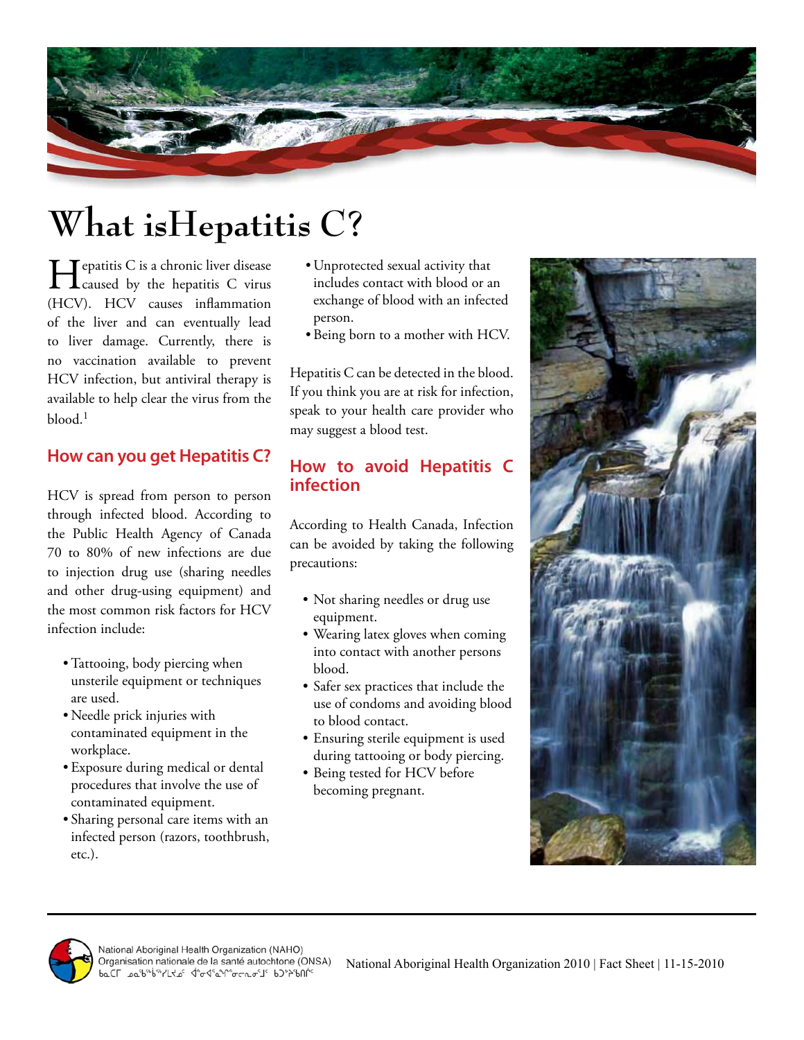# What isHepatitis C?

Hepatitis C is a chronic liver disease caused by the hepatitis C virus (HCV). HCV causes inflammation of the liver and can eventually lead to liver damage. Currently, there is no vaccination available to prevent HCV infection, but antiviral therapy is available to help clear the virus from the blood.[1]

## How can you get Hepatitis C?

HCV is spread from person to person through infected blood. According to the Public Health Agency of Canada 70 to 80% of new infections are due to injection drug use (sharing needles and other drug-using equipment) and the most common risk factors for HCV infection include:

- Tattooing, body piercing when unsterile equipment or techniques are used.
- Needle prick injuries with contaminated equipment in the workplace.
- Exposure during medical or dental procedures that involve the use of contaminated equipment.
- Sharing personal care items with an infected person (razors, toothbrush, etc.).
- Unprotected sexual activity that includes contact with blood or an exchange of blood with an infected person.
- Being born to a mother with HCV.

Hepatitis C can be detected in the blood. If you think you are at risk for infection, speak to your health care provider who may suggest a blood test.

## How to avoid Hepatitis C infection

According to Health Canada, Infection can be avoided by taking the following precautions:

- Not sharing needles or drug use equipment.
- Wearing latex gloves when coming into contact with another persons blood.
- Safer sex practices that include the use of condoms and avoiding blood to blood contact.
- Ensuring sterile equipment is used during tattooing or body piercing.
- Being tested for HCV before becoming pregnant.

National Aboriginal Health Organization (NAHO)
Organisation nationale de la santé autochtone (ONSA)

National Aboriginal Health Organization 2010 | Fact Sheet | 11-15-2010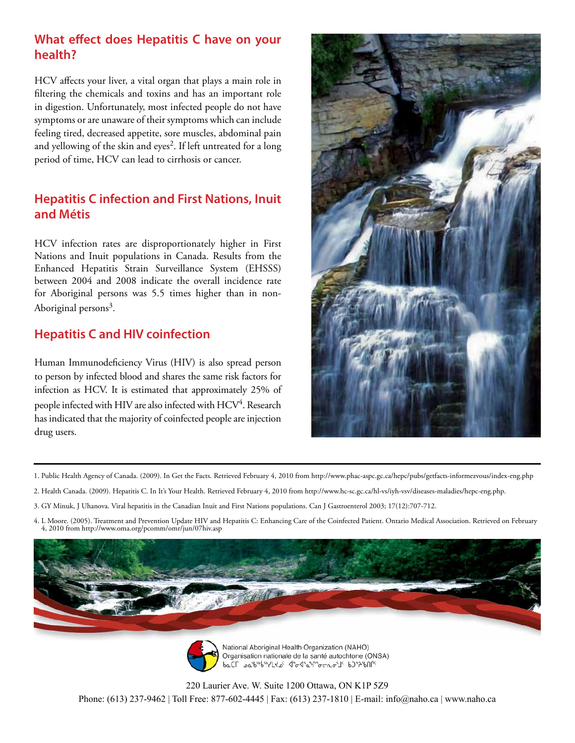## What effect does Hepatitis C have on your health?

HCV affects your liver, a vital organ that plays a main role in filtering the chemicals and toxins and has an important role in digestion. Unfortunately, most infected people do not have symptoms or are unaware of their symptoms which can include feeling tired, decreased appetite, sore muscles, abdominal pain and yellowing of the skin and eyes[2]. If left untreated for a long period of time, HCV can lead to cirrhosis or cancer.

## Hepatitis C infection and First Nations, Inuit and Métis

HCV infection rates are disproportionately higher in First Nations and Inuit populations in Canada. Results from the Enhanced Hepatitis Strain Surveillance System (EHSSS) between 2004 and 2008 indicate the overall incidence rate for Aboriginal persons was 5.5 times higher than in non-Aboriginal persons[3].

## Hepatitis C and HIV coinfection

Human Immunodeficiency Virus (HIV) is also spread person to person by infected blood and shares the same risk factors for infection as HCV. It is estimated that approximately 25% of people infected with HIV are also infected with HCV[4]. Research has indicated that the majority of coinfected people are injection drug users.

---

1. Public Health Agency of Canada. (2009). In Get the Facts. Retrieved February 4, 2010 from http://www.phac-aspc.gc.ca/hepc/pubs/getfacts-informezvous/index-eng.php
2. Health Canada. (2009). Hepatitis C. In It's Your Health. Retrieved February 4, 2010 from http://www.hc-sc.gc.ca/hl-vs/iyh-vsv/diseases-maladies/hepc-eng.php.
3. GY Minuk, J Uhanova. Viral hepatitis in the Canadian Inuit and First Nations populations. Can J Gastroenterol 2003; 17(12):707-712.
4. L Moore. (2005). Treatment and Prevention Update HIV and Hepatitis C: Enhancing Care of the Coinfected Patient. Ontario Medical Association. Retrieved on February 4, 2010 from http://www.oma.org/pcomm/omr/jun/07hiv.asp

National Aboriginal Health Organization (NAHO)
Organisation nationale de la santé autochtone (ONSA)
ᑲᓇᑕᒥ ᓄᓇᖃᖅᑳᖅᓯᒪᔪᓂ ᐊᓐᓂᐊᖃᖅᑎᓐᓇᓂᓗᒃ ᑲᑐᔾᔨᖃᑎᒌᑦ

220 Laurier Ave. W. Suite 1200 Ottawa, ON K1P 5Z9
Phone: (613) 237-9462 | Toll Free: 877-602-4445 | Fax: (613) 237-1810 | E-mail: info@naho.ca | www.naho.ca